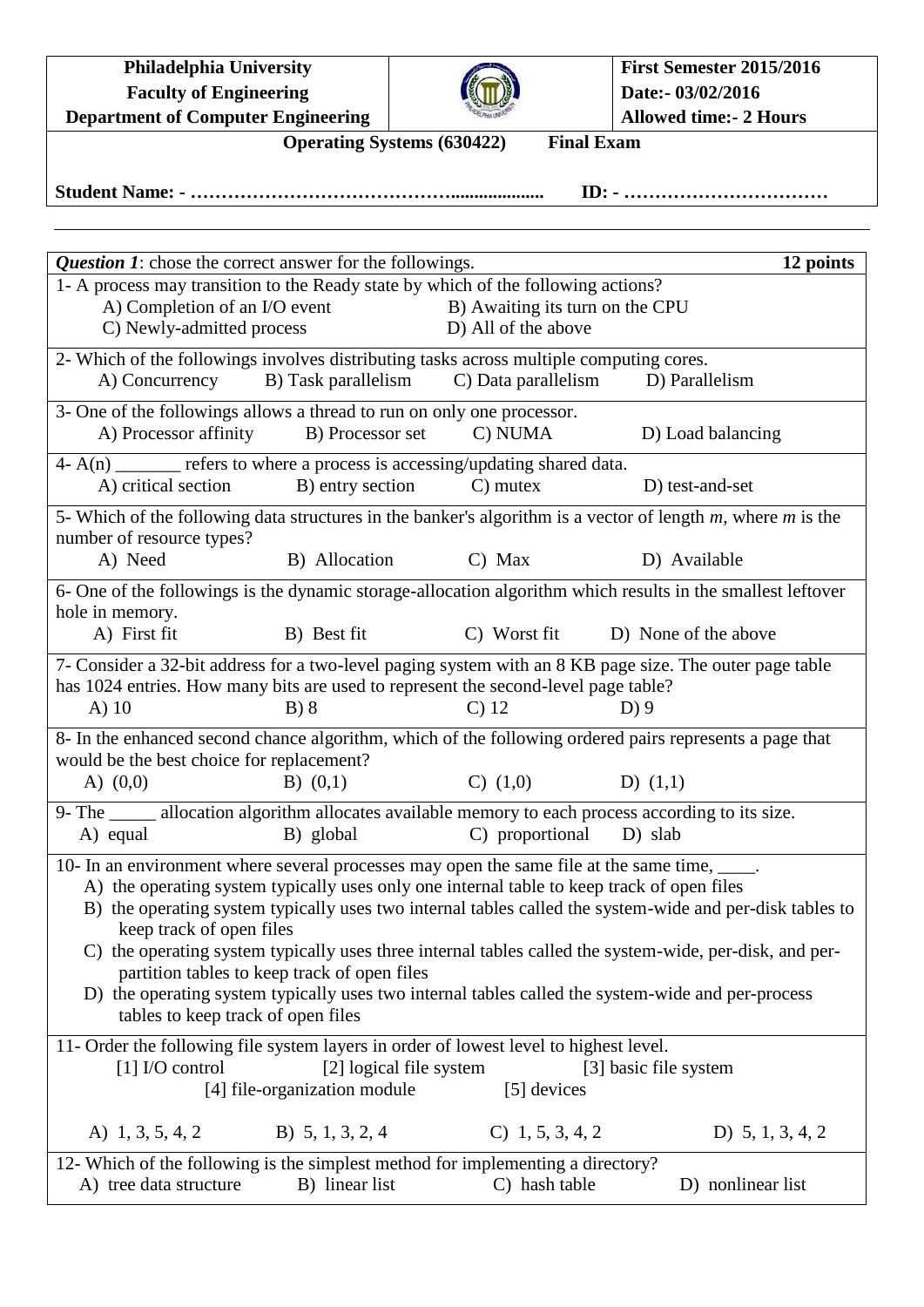| Philadelphia University<br>Faculty of Engineering<br>Department of Computer Engineering | | First Semester 2015/2016<br>Date:- 03/02/2016<br>Allowed time:- 2 Hours |
|---|---|---|

**Operating Systems (630422)      Final Exam**

**Student Name: - …………………………………….................. ID: - ……………………………**

---

***Question 1***: chose the correct answer for the followings. **12 points**

1- A process may transition to the Ready state by which of the following actions?
- A) Completion of an I/O event
- B) Awaiting its turn on the CPU
- C) Newly-admitted process
- D) All of the above

2- Which of the followings involves distributing tasks across multiple computing cores.
- A) Concurrency
- B) Task parallelism
- C) Data parallelism
- D) Parallelism

3- One of the followings allows a thread to run on only one processor.
- A) Processor affinity
- B) Processor set
- C) NUMA
- D) Load balancing

4- A(n) _______ refers to where a process is accessing/updating shared data.
- A) critical section
- B) entry section
- C) mutex
- D) test-and-set

5- Which of the following data structures in the banker's algorithm is a vector of length *m*, where *m* is the number of resource types?
- A) Need
- B) Allocation
- C) Max
- D) Available

6- One of the followings is the dynamic storage-allocation algorithm which results in the smallest leftover hole in memory.
- A) First fit
- B) Best fit
- C) Worst fit
- D) None of the above

7- Consider a 32-bit address for a two-level paging system with an 8 KB page size. The outer page table has 1024 entries. How many bits are used to represent the second-level page table?
- A) 10
- B) 8
- C) 12
- D) 9

8- In the enhanced second chance algorithm, which of the following ordered pairs represents a page that would be the best choice for replacement?
- A) (0,0)
- B) (0,1)
- C) (1,0)
- D) (1,1)

9- The _____ allocation algorithm allocates available memory to each process according to its size.
- A) equal
- B) global
- C) proportional
- D) slab

10- In an environment where several processes may open the same file at the same time, ____.
- A) the operating system typically uses only one internal table to keep track of open files
- B) the operating system typically uses two internal tables called the system-wide and per-disk tables to keep track of open files
- C) the operating system typically uses three internal tables called the system-wide, per-disk, and per-partition tables to keep track of open files
- D) the operating system typically uses two internal tables called the system-wide and per-process tables to keep track of open files

11- Order the following file system layers in order of lowest level to highest level.

[1] I/O control      [2] logical file system      [3] basic file system

[4] file-organization module      [5] devices

- A) 1, 3, 5, 4, 2
- B) 5, 1, 3, 2, 4
- C) 1, 5, 3, 4, 2
- D) 5, 1, 3, 4, 2

12- Which of the following is the simplest method for implementing a directory?
- A) tree data structure
- B) linear list
- C) hash table
- D) nonlinear list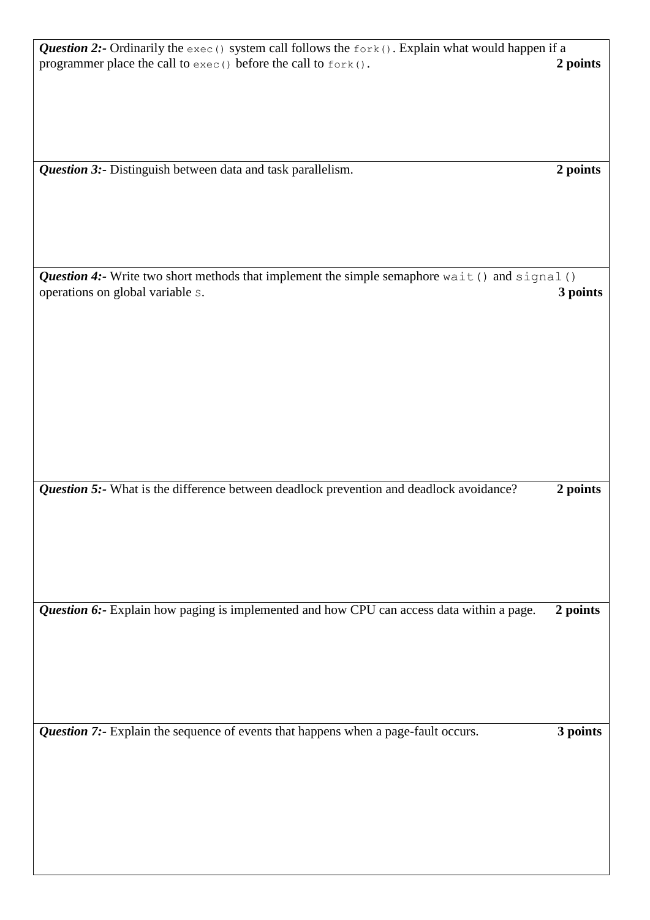***Question 2:-*** Ordinarily the `exec()` system call follows the `fork()`. Explain what would happen if a programmer place the call to `exec()` before the call to `fork()`. **2 points**

***Question 3:-*** Distinguish between data and task parallelism. **2 points**

***Question 4:-*** Write two short methods that implement the simple semaphore `wait()` and `signal()` operations on global variable `S`. **3 points**

***Question 5:-*** What is the difference between deadlock prevention and deadlock avoidance? **2 points**

***Question 6:-*** Explain how paging is implemented and how CPU can access data within a page. **2 points**

***Question 7:-*** Explain the sequence of events that happens when a page-fault occurs. **3 points**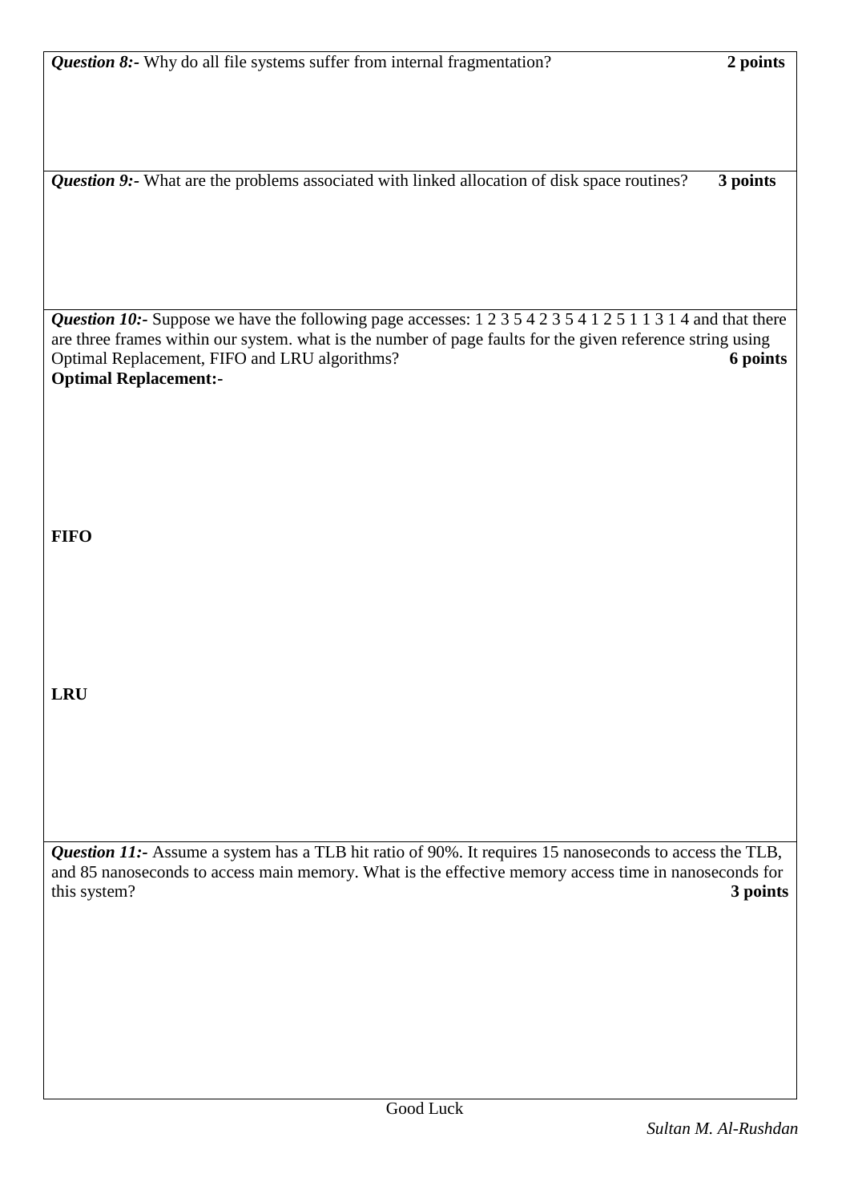***Question 8:-*** Why do all file systems suffer from internal fragmentation? **2 points**

***Question 9:-*** What are the problems associated with linked allocation of disk space routines? **3 points**

***Question 10:-*** Suppose we have the following page accesses: 1 2 3 5 4 2 3 5 4 1 2 5 1 1 3 1 4 and that there are three frames within our system. what is the number of page faults for the given reference string using Optimal Replacement, FIFO and LRU algorithms? **6 points**

**Optimal Replacement:-**

**FIFO**

**LRU**

***Question 11:-*** Assume a system has a TLB hit ratio of 90%. It requires 15 nanoseconds to access the TLB, and 85 nanoseconds to access main memory. What is the effective memory access time in nanoseconds for this system? **3 points**

Good Luck

*Sultan M. Al-Rushdan*